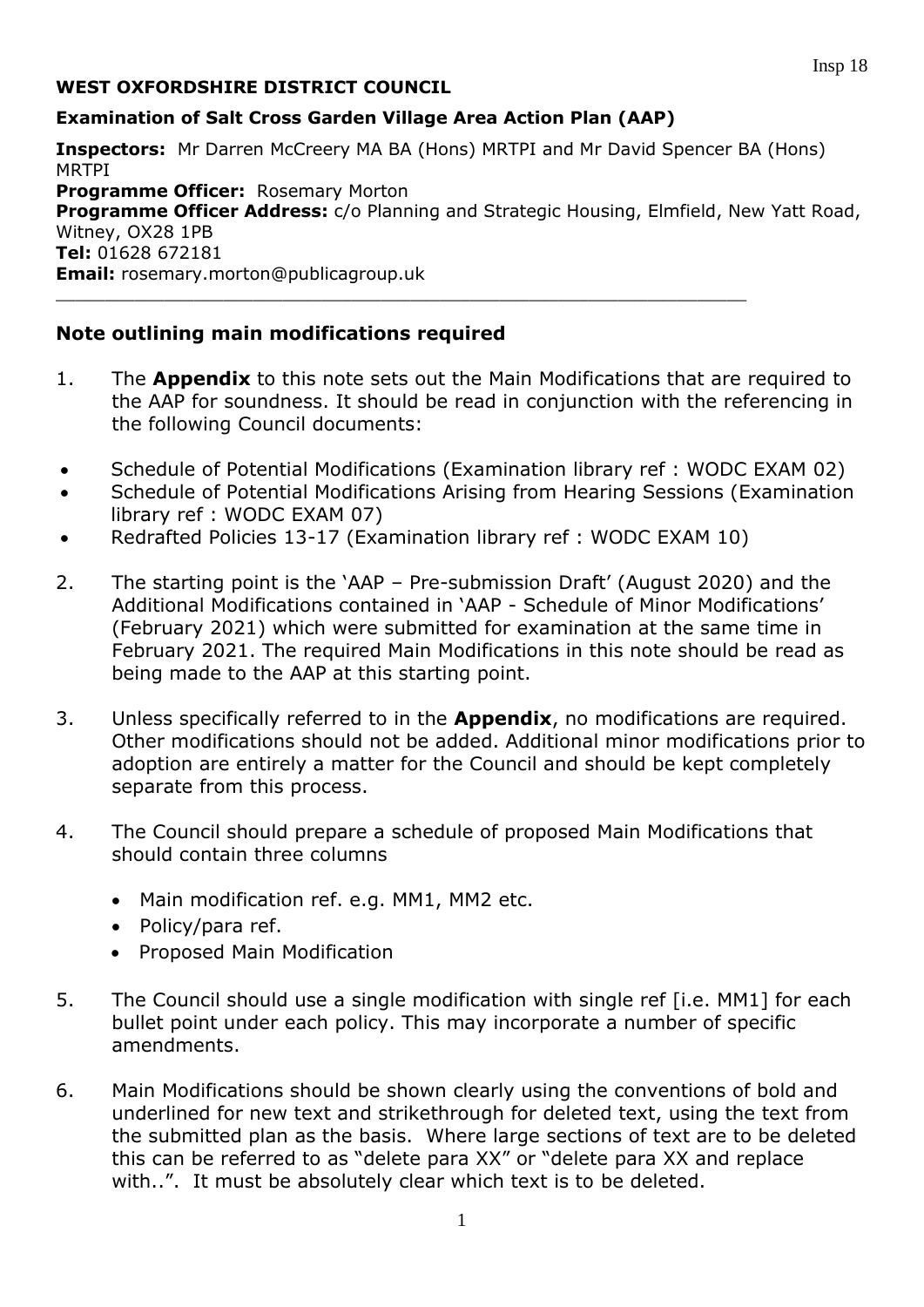Insp 18

**WEST OXFORDSHIRE DISTRICT COUNCIL**

**Examination of Salt Cross Garden Village Area Action Plan (AAP)**

**Inspectors:** Mr Darren McCreery MA BA (Hons) MRTPI and Mr David Spencer BA (Hons) MRTPI
**Programme Officer:** Rosemary Morton
**Programme Officer Address:** c/o Planning and Strategic Housing, Elmfield, New Yatt Road, Witney, OX28 1PB
**Tel:** 01628 672181
**Email:** rosemary.morton@publicagroup.uk

---

## Note outlining main modifications required

1. The **Appendix** to this note sets out the Main Modifications that are required to the AAP for soundness. It should be read in conjunction with the referencing in the following Council documents:

- Schedule of Potential Modifications (Examination library ref : WODC EXAM 02)
- Schedule of Potential Modifications Arising from Hearing Sessions (Examination library ref : WODC EXAM 07)
- Redrafted Policies 13-17 (Examination library ref : WODC EXAM 10)

2. The starting point is the 'AAP – Pre-submission Draft' (August 2020) and the Additional Modifications contained in 'AAP - Schedule of Minor Modifications' (February 2021) which were submitted for examination at the same time in February 2021. The required Main Modifications in this note should be read as being made to the AAP at this starting point.

3. Unless specifically referred to in the **Appendix**, no modifications are required. Other modifications should not be added. Additional minor modifications prior to adoption are entirely a matter for the Council and should be kept completely separate from this process.

4. The Council should prepare a schedule of proposed Main Modifications that should contain three columns

   - Main modification ref. e.g. MM1, MM2 etc.
   - Policy/para ref.
   - Proposed Main Modification

5. The Council should use a single modification with single ref [i.e. MM1] for each bullet point under each policy. This may incorporate a number of specific amendments.

6. Main Modifications should be shown clearly using the conventions of bold and underlined for new text and strikethrough for deleted text, using the text from the submitted plan as the basis. Where large sections of text are to be deleted this can be referred to as "delete para XX" or "delete para XX and replace with..". It must be absolutely clear which text is to be deleted.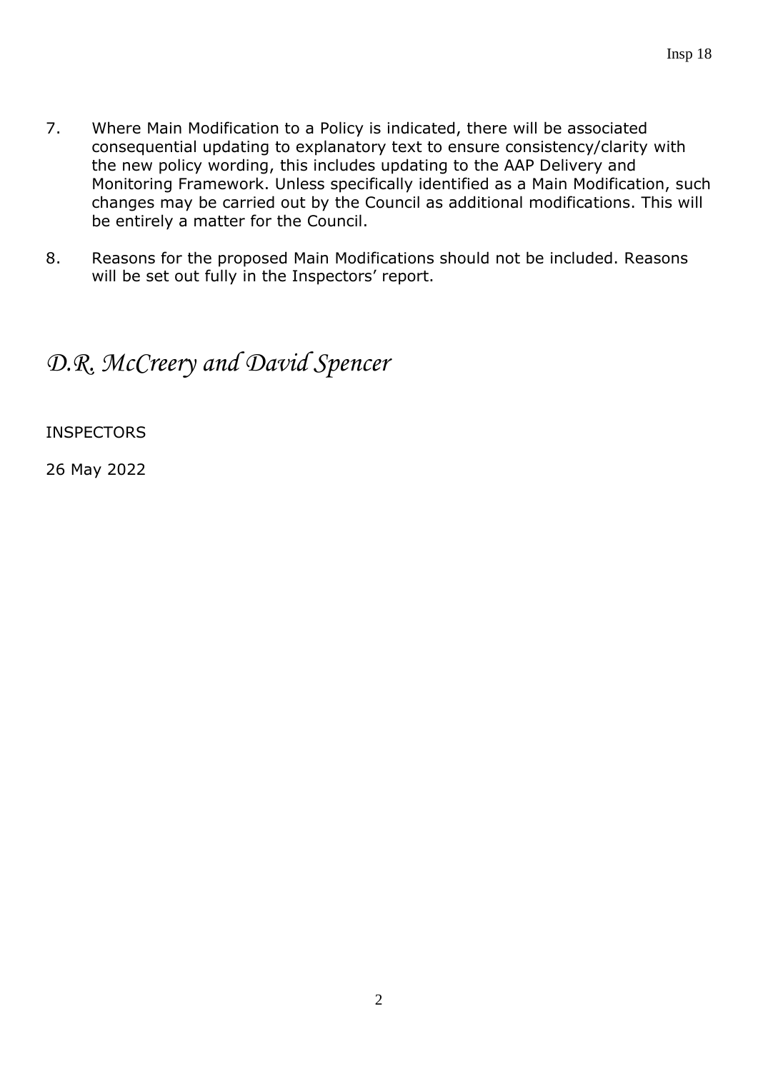7. Where Main Modification to a Policy is indicated, there will be associated consequential updating to explanatory text to ensure consistency/clarity with the new policy wording, this includes updating to the AAP Delivery and Monitoring Framework. Unless specifically identified as a Main Modification, such changes may be carried out by the Council as additional modifications. This will be entirely a matter for the Council.

8. Reasons for the proposed Main Modifications should not be included. Reasons will be set out fully in the Inspectors' report.

*D.R. McCreery and David Spencer*

INSPECTORS

26 May 2022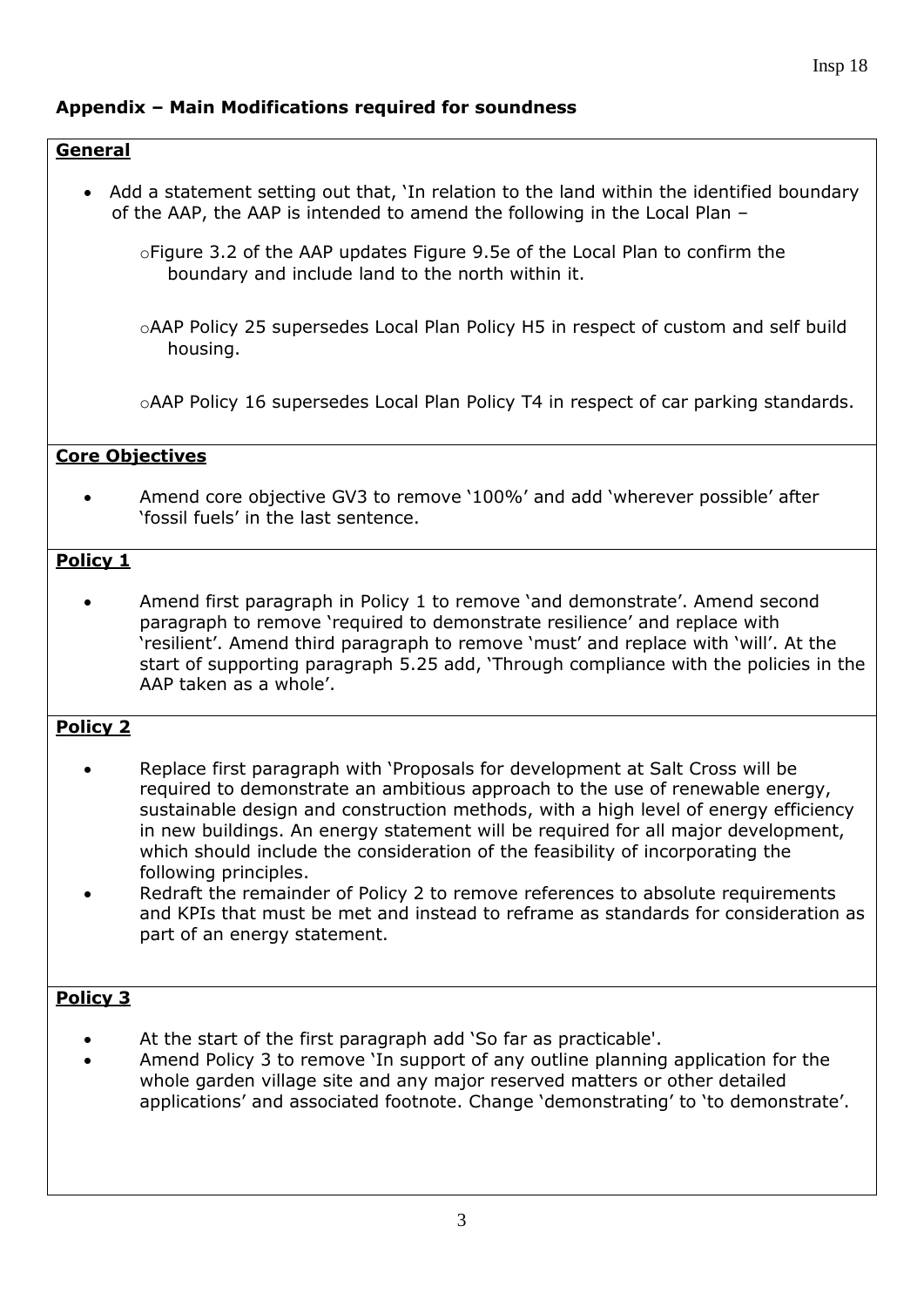## Appendix – Main Modifications required for soundness

**General**

- Add a statement setting out that, 'In relation to the land within the identified boundary of the AAP, the AAP is intended to amend the following in the Local Plan –
  - Figure 3.2 of the AAP updates Figure 9.5e of the Local Plan to confirm the boundary and include land to the north within it.
  - AAP Policy 25 supersedes Local Plan Policy H5 in respect of custom and self build housing.
  - AAP Policy 16 supersedes Local Plan Policy T4 in respect of car parking standards.

**Core Objectives**

- Amend core objective GV3 to remove '100%' and add 'wherever possible' after 'fossil fuels' in the last sentence.

**Policy 1**

- Amend first paragraph in Policy 1 to remove 'and demonstrate'. Amend second paragraph to remove 'required to demonstrate resilience' and replace with 'resilient'. Amend third paragraph to remove 'must' and replace with 'will'. At the start of supporting paragraph 5.25 add, 'Through compliance with the policies in the AAP taken as a whole'.

**Policy 2**

- Replace first paragraph with 'Proposals for development at Salt Cross will be required to demonstrate an ambitious approach to the use of renewable energy, sustainable design and construction methods, with a high level of energy efficiency in new buildings. An energy statement will be required for all major development, which should include the consideration of the feasibility of incorporating the following principles.
- Redraft the remainder of Policy 2 to remove references to absolute requirements and KPIs that must be met and instead to reframe as standards for consideration as part of an energy statement.

**Policy 3**

- At the start of the first paragraph add 'So far as practicable'.
- Amend Policy 3 to remove 'In support of any outline planning application for the whole garden village site and any major reserved matters or other detailed applications' and associated footnote. Change 'demonstrating' to 'to demonstrate'.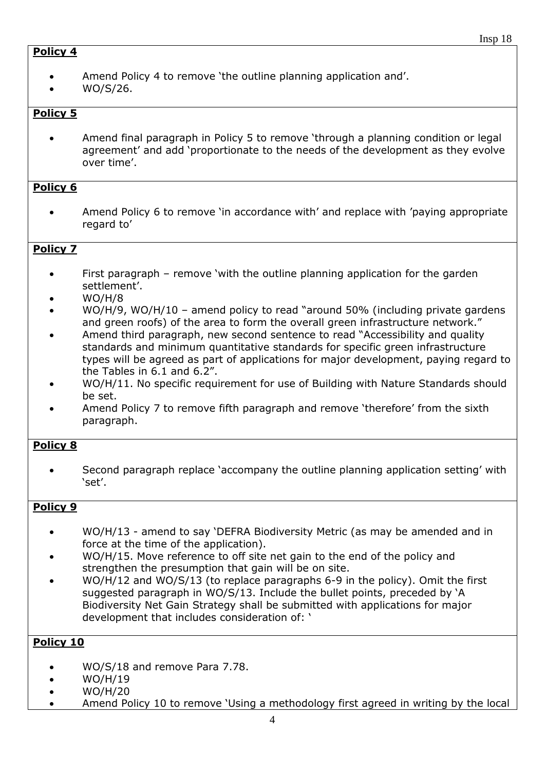**Policy 4**

- Amend Policy 4 to remove 'the outline planning application and'.
- WO/S/26.

**Policy 5**

- Amend final paragraph in Policy 5 to remove 'through a planning condition or legal agreement' and add 'proportionate to the needs of the development as they evolve over time'.

**Policy 6**

- Amend Policy 6 to remove 'in accordance with' and replace with 'paying appropriate regard to'

**Policy 7**

- First paragraph – remove 'with the outline planning application for the garden settlement'.
- WO/H/8
- WO/H/9, WO/H/10 – amend policy to read "around 50% (including private gardens and green roofs) of the area to form the overall green infrastructure network."
- Amend third paragraph, new second sentence to read "Accessibility and quality standards and minimum quantitative standards for specific green infrastructure types will be agreed as part of applications for major development, paying regard to the Tables in 6.1 and 6.2".
- WO/H/11. No specific requirement for use of Building with Nature Standards should be set.
- Amend Policy 7 to remove fifth paragraph and remove 'therefore' from the sixth paragraph.

**Policy 8**

- Second paragraph replace 'accompany the outline planning application setting' with 'set'.

**Policy 9**

- WO/H/13 - amend to say 'DEFRA Biodiversity Metric (as may be amended and in force at the time of the application).
- WO/H/15. Move reference to off site net gain to the end of the policy and strengthen the presumption that gain will be on site.
- WO/H/12 and WO/S/13 (to replace paragraphs 6-9 in the policy). Omit the first suggested paragraph in WO/S/13. Include the bullet points, preceded by 'A Biodiversity Net Gain Strategy shall be submitted with applications for major development that includes consideration of: '

**Policy 10**

- WO/S/18 and remove Para 7.78.
- WO/H/19
- WO/H/20
- Amend Policy 10 to remove 'Using a methodology first agreed in writing by the local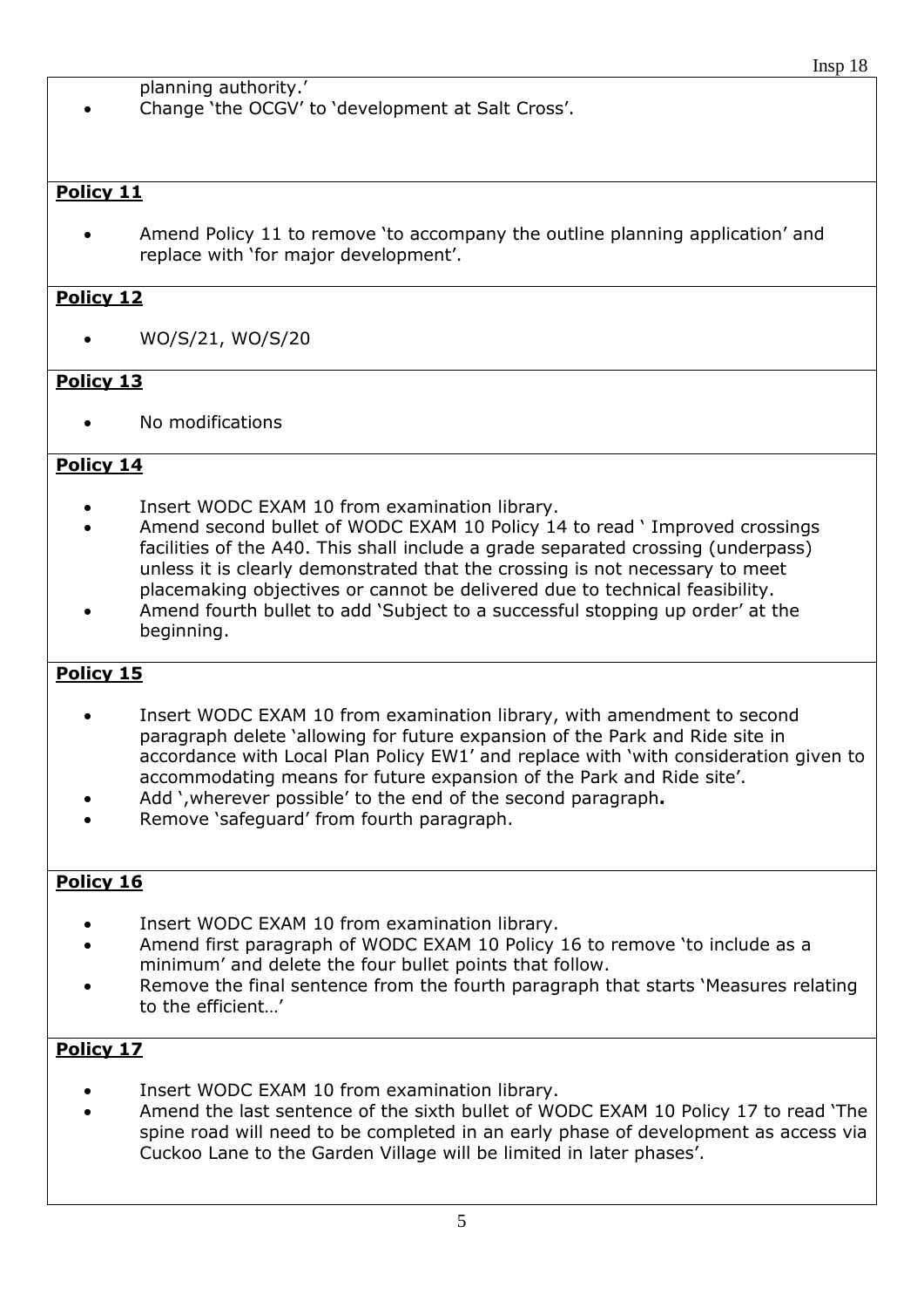planning authority.'

- Change 'the OCGV' to 'development at Salt Cross'.

**Policy 11**

- Amend Policy 11 to remove 'to accompany the outline planning application' and replace with 'for major development'.

**Policy 12**

- WO/S/21, WO/S/20

**Policy 13**

- No modifications

**Policy 14**

- Insert WODC EXAM 10 from examination library.
- Amend second bullet of WODC EXAM 10 Policy 14 to read ' Improved crossings facilities of the A40. This shall include a grade separated crossing (underpass) unless it is clearly demonstrated that the crossing is not necessary to meet placemaking objectives or cannot be delivered due to technical feasibility.
- Amend fourth bullet to add 'Subject to a successful stopping up order' at the beginning.

**Policy 15**

- Insert WODC EXAM 10 from examination library, with amendment to second paragraph delete 'allowing for future expansion of the Park and Ride site in accordance with Local Plan Policy EW1' and replace with 'with consideration given to accommodating means for future expansion of the Park and Ride site'.
- Add ',wherever possible' to the end of the second paragraph**.**
- Remove 'safeguard' from fourth paragraph.

**Policy 16**

- Insert WODC EXAM 10 from examination library.
- Amend first paragraph of WODC EXAM 10 Policy 16 to remove 'to include as a minimum' and delete the four bullet points that follow.
- Remove the final sentence from the fourth paragraph that starts 'Measures relating to the efficient…'

**Policy 17**

- Insert WODC EXAM 10 from examination library.
- Amend the last sentence of the sixth bullet of WODC EXAM 10 Policy 17 to read 'The spine road will need to be completed in an early phase of development as access via Cuckoo Lane to the Garden Village will be limited in later phases'.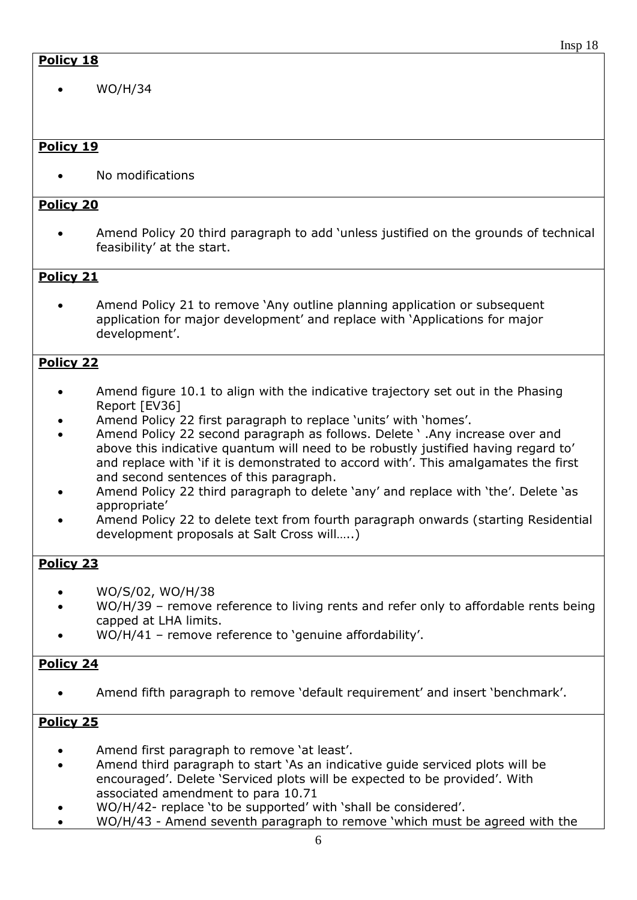**Policy 18**

- WO/H/34

**Policy 19**

- No modifications

**Policy 20**

- Amend Policy 20 third paragraph to add 'unless justified on the grounds of technical feasibility' at the start.

**Policy 21**

- Amend Policy 21 to remove 'Any outline planning application or subsequent application for major development' and replace with 'Applications for major development'.

**Policy 22**

- Amend figure 10.1 to align with the indicative trajectory set out in the Phasing Report [EV36]
- Amend Policy 22 first paragraph to replace 'units' with 'homes'.
- Amend Policy 22 second paragraph as follows. Delete ' .Any increase over and above this indicative quantum will need to be robustly justified having regard to' and replace with 'if it is demonstrated to accord with'. This amalgamates the first and second sentences of this paragraph.
- Amend Policy 22 third paragraph to delete 'any' and replace with 'the'. Delete 'as appropriate'
- Amend Policy 22 to delete text from fourth paragraph onwards (starting Residential development proposals at Salt Cross will…..)

**Policy 23**

- WO/S/02, WO/H/38
- WO/H/39 – remove reference to living rents and refer only to affordable rents being capped at LHA limits.
- WO/H/41 – remove reference to 'genuine affordability'.

**Policy 24**

- Amend fifth paragraph to remove 'default requirement' and insert 'benchmark'.

**Policy 25**

- Amend first paragraph to remove 'at least'.
- Amend third paragraph to start 'As an indicative guide serviced plots will be encouraged'. Delete 'Serviced plots will be expected to be provided'. With associated amendment to para 10.71
- WO/H/42- replace 'to be supported' with 'shall be considered'.
- WO/H/43 - Amend seventh paragraph to remove 'which must be agreed with the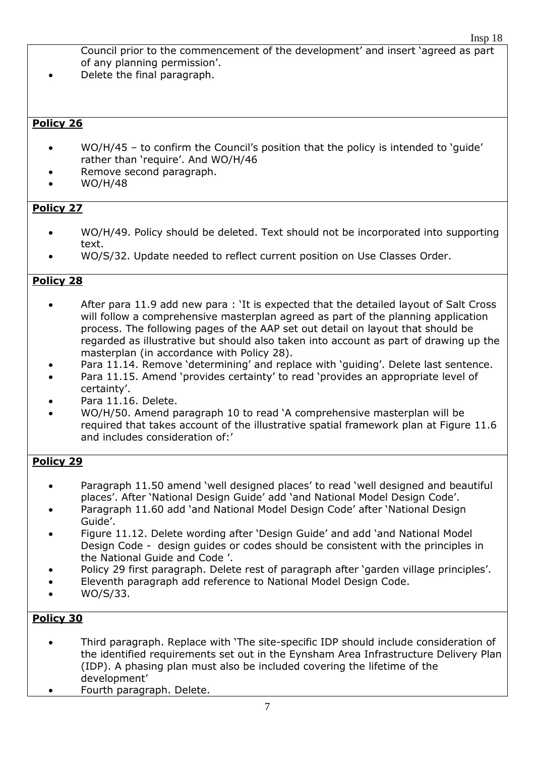Council prior to the commencement of the development' and insert 'agreed as part of any planning permission'.

- Delete the final paragraph.

**Policy 26**

- WO/H/45 – to confirm the Council's position that the policy is intended to 'guide' rather than 'require'. And WO/H/46
- Remove second paragraph.
- WO/H/48

**Policy 27**

- WO/H/49. Policy should be deleted. Text should not be incorporated into supporting text.
- WO/S/32. Update needed to reflect current position on Use Classes Order.

**Policy 28**

- After para 11.9 add new para : 'It is expected that the detailed layout of Salt Cross will follow a comprehensive masterplan agreed as part of the planning application process. The following pages of the AAP set out detail on layout that should be regarded as illustrative but should also taken into account as part of drawing up the masterplan (in accordance with Policy 28).
- Para 11.14. Remove 'determining' and replace with 'guiding'. Delete last sentence.
- Para 11.15. Amend 'provides certainty' to read 'provides an appropriate level of certainty'.
- Para 11.16. Delete.
- WO/H/50. Amend paragraph 10 to read 'A comprehensive masterplan will be required that takes account of the illustrative spatial framework plan at Figure 11.6 and includes consideration of:'

**Policy 29**

- Paragraph 11.50 amend 'well designed places' to read 'well designed and beautiful places'. After 'National Design Guide' add 'and National Model Design Code'.
- Paragraph 11.60 add 'and National Model Design Code' after 'National Design Guide'.
- Figure 11.12. Delete wording after 'Design Guide' and add 'and National Model Design Code - design guides or codes should be consistent with the principles in the National Guide and Code '.
- Policy 29 first paragraph. Delete rest of paragraph after 'garden village principles'.
- Eleventh paragraph add reference to National Model Design Code.
- WO/S/33.

**Policy 30**

- Third paragraph. Replace with 'The site-specific IDP should include consideration of the identified requirements set out in the Eynsham Area Infrastructure Delivery Plan (IDP). A phasing plan must also be included covering the lifetime of the development'
- Fourth paragraph. Delete.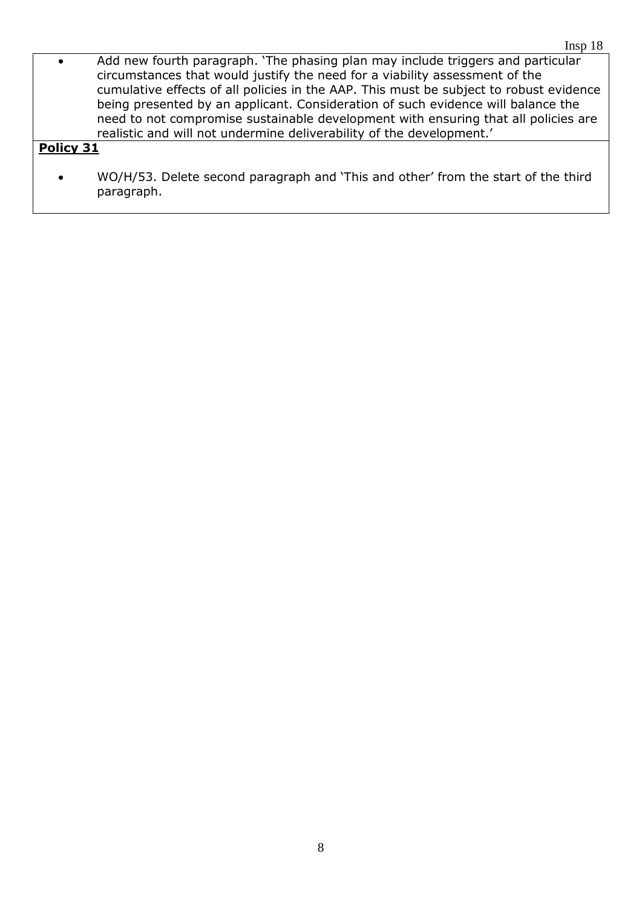- Add new fourth paragraph. 'The phasing plan may include triggers and particular circumstances that would justify the need for a viability assessment of the cumulative effects of all policies in the AAP. This must be subject to robust evidence being presented by an applicant. Consideration of such evidence will balance the need to not compromise sustainable development with ensuring that all policies are realistic and will not undermine deliverability of the development.'

**Policy 31**

- WO/H/53. Delete second paragraph and 'This and other' from the start of the third paragraph.